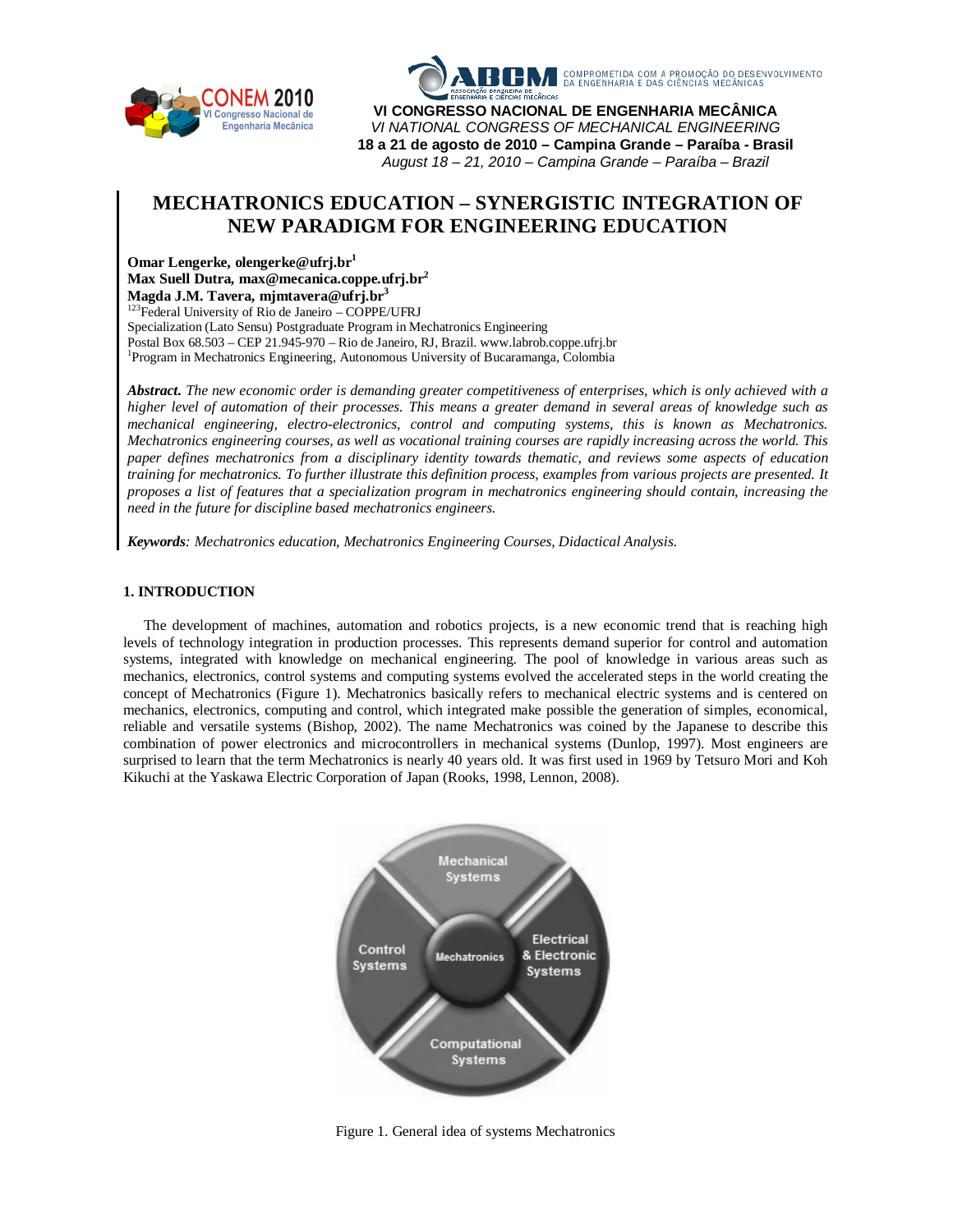VI CONGRESSO NACIONAL DE ENGENHARIA MECÂNICA
*VI NATIONAL CONGRESS OF MECHANICAL ENGINEERING*
**18 a 21 de agosto de 2010 – Campina Grande – Paraíba - Brasil**
*August 18 – 21, 2010 – Campina Grande – Paraíba – Brazil*

# MECHATRONICS EDUCATION – SYNERGISTIC INTEGRATION OF NEW PARADIGM FOR ENGINEERING EDUCATION

**Omar Lengerke, olengerke@ufrj.br[1]**
**Max Suell Dutra, max@mecanica.coppe.ufrj.br[2]**
**Magda J.M. Tavera, mjmtavera@ufrj.br[3]**
[123]Federal University of Rio de Janeiro – COPPE/UFRJ
Specialization (Lato Sensu) Postgraduate Program in Mechatronics Engineering
Postal Box 68.503 – CEP 21.945-970 – Rio de Janeiro, RJ, Brazil. www.labrob.coppe.ufrj.br
[1]Program in Mechatronics Engineering, Autonomous University of Bucaramanga, Colombia

***Abstract.*** *The new economic order is demanding greater competitiveness of enterprises, which is only achieved with a higher level of automation of their processes. This means a greater demand in several areas of knowledge such as mechanical engineering, electro-electronics, control and computing systems, this is known as Mechatronics. Mechatronics engineering courses, as well as vocational training courses are rapidly increasing across the world. This paper defines mechatronics from a disciplinary identity towards thematic, and reviews some aspects of education training for mechatronics. To further illustrate this definition process, examples from various projects are presented. It proposes a list of features that a specialization program in mechatronics engineering should contain, increasing the need in the future for discipline based mechatronics engineers.*

***Keywords****: Mechatronics education, Mechatronics Engineering Courses, Didactical Analysis.*

## 1. INTRODUCTION

The development of machines, automation and robotics projects, is a new economic trend that is reaching high levels of technology integration in production processes. This represents demand superior for control and automation systems, integrated with knowledge on mechanical engineering. The pool of knowledge in various areas such as mechanics, electronics, control systems and computing systems evolved the accelerated steps in the world creating the concept of Mechatronics (Figure 1). Mechatronics basically refers to mechanical electric systems and is centered on mechanics, electronics, computing and control, which integrated make possible the generation of simples, economical, reliable and versatile systems (Bishop, 2002). The name Mechatronics was coined by the Japanese to describe this combination of power electronics and microcontrollers in mechanical systems (Dunlop, 1997). Most engineers are surprised to learn that the term Mechatronics is nearly 40 years old. It was first used in 1969 by Tetsuro Mori and Koh Kikuchi at the Yaskawa Electric Corporation of Japan (Rooks, 1998, Lennon, 2008).

Figure 1. General idea of systems Mechatronics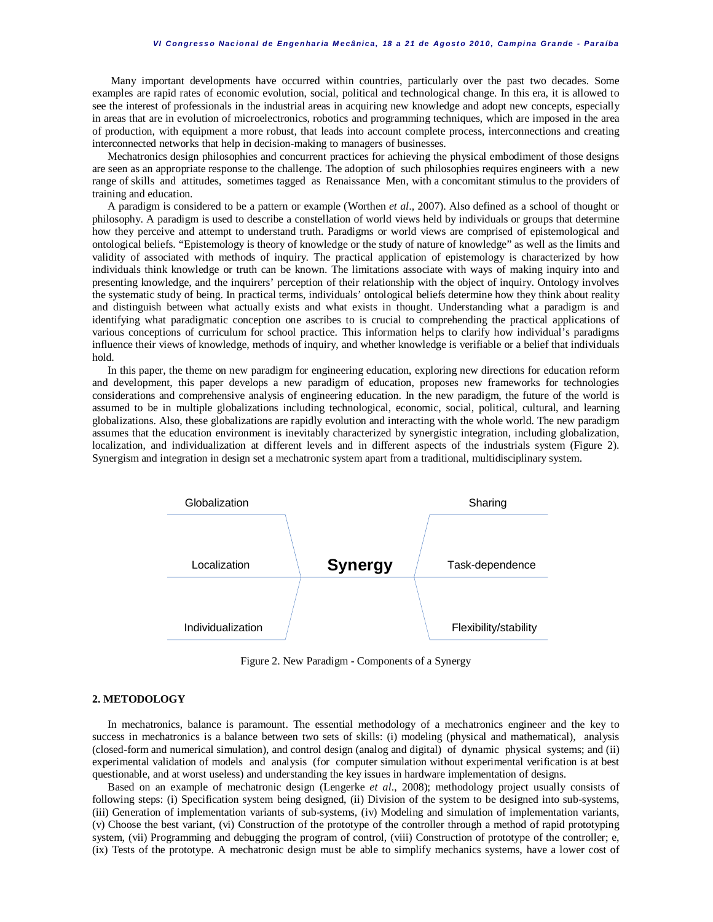Many important developments have occurred within countries, particularly over the past two decades. Some examples are rapid rates of economic evolution, social, political and technological change. In this era, it is allowed to see the interest of professionals in the industrial areas in acquiring new knowledge and adopt new concepts, especially in areas that are in evolution of microelectronics, robotics and programming techniques, which are imposed in the area of production, with equipment a more robust, that leads into account complete process, interconnections and creating interconnected networks that help in decision-making to managers of businesses.

Mechatronics design philosophies and concurrent practices for achieving the physical embodiment of those designs are seen as an appropriate response to the challenge. The adoption of such philosophies requires engineers with a new range of skills and attitudes, sometimes tagged as Renaissance Men, with a concomitant stimulus to the providers of training and education.

A paradigm is considered to be a pattern or example (Worthen *et al*., 2007). Also defined as a school of thought or philosophy. A paradigm is used to describe a constellation of world views held by individuals or groups that determine how they perceive and attempt to understand truth. Paradigms or world views are comprised of epistemological and ontological beliefs. "Epistemology is theory of knowledge or the study of nature of knowledge" as well as the limits and validity of associated with methods of inquiry. The practical application of epistemology is characterized by how individuals think knowledge or truth can be known. The limitations associate with ways of making inquiry into and presenting knowledge, and the inquirers' perception of their relationship with the object of inquiry. Ontology involves the systematic study of being. In practical terms, individuals' ontological beliefs determine how they think about reality and distinguish between what actually exists and what exists in thought. Understanding what a paradigm is and identifying what paradigmatic conception one ascribes to is crucial to comprehending the practical applications of various conceptions of curriculum for school practice. This information helps to clarify how individual's paradigms influence their views of knowledge, methods of inquiry, and whether knowledge is verifiable or a belief that individuals hold.

In this paper, the theme on new paradigm for engineering education, exploring new directions for education reform and development, this paper develops a new paradigm of education, proposes new frameworks for technologies considerations and comprehensive analysis of engineering education. In the new paradigm, the future of the world is assumed to be in multiple globalizations including technological, economic, social, political, cultural, and learning globalizations. Also, these globalizations are rapidly evolution and interacting with the whole world. The new paradigm assumes that the education environment is inevitably characterized by synergistic integration, including globalization, localization, and individualization at different levels and in different aspects of the industrials system (Figure 2). Synergism and integration in design set a mechatronic system apart from a traditional, multidisciplinary system.

| Globalization | | Sharing |
|---|---|---|
| Localization | **Synergy** | Task-dependence |
| Individualization | | Flexibility/stability |

Figure 2. New Paradigm - Components of a Synergy

## 2. METODOLOGY

In mechatronics, balance is paramount. The essential methodology of a mechatronics engineer and the key to success in mechatronics is a balance between two sets of skills: (i) modeling (physical and mathematical), analysis (closed-form and numerical simulation), and control design (analog and digital) of dynamic physical systems; and (ii) experimental validation of models and analysis (for computer simulation without experimental verification is at best questionable, and at worst useless) and understanding the key issues in hardware implementation of designs.

Based on an example of mechatronic design (Lengerke *et al*., 2008); methodology project usually consists of following steps: (i) Specification system being designed, (ii) Division of the system to be designed into sub-systems, (iii) Generation of implementation variants of sub-systems, (iv) Modeling and simulation of implementation variants, (v) Choose the best variant, (vi) Construction of the prototype of the controller through a method of rapid prototyping system, (vii) Programming and debugging the program of control, (viii) Construction of prototype of the controller; e, (ix) Tests of the prototype. A mechatronic design must be able to simplify mechanics systems, have a lower cost of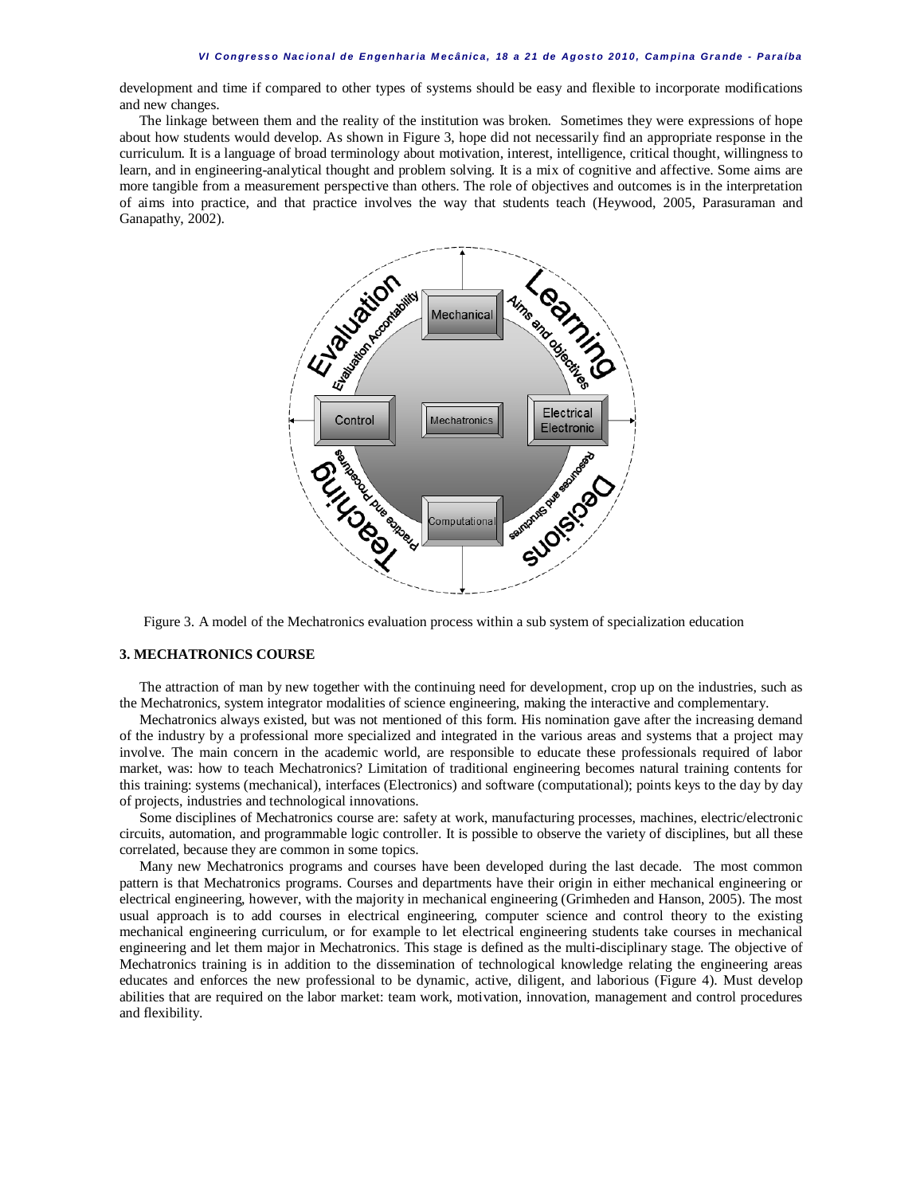development and time if compared to other types of systems should be easy and flexible to incorporate modifications and new changes.

The linkage between them and the reality of the institution was broken. Sometimes they were expressions of hope about how students would develop. As shown in Figure 3, hope did not necessarily find an appropriate response in the curriculum. It is a language of broad terminology about motivation, interest, intelligence, critical thought, willingness to learn, and in engineering-analytical thought and problem solving. It is a mix of cognitive and affective. Some aims are more tangible from a measurement perspective than others. The role of objectives and outcomes is in the interpretation of aims into practice, and that practice involves the way that students teach (Heywood, 2005, Parasuraman and Ganapathy, 2002).

Figure 3. A model of the Mechatronics evaluation process within a sub system of specialization education

## 3. MECHATRONICS COURSE

The attraction of man by new together with the continuing need for development, crop up on the industries, such as the Mechatronics, system integrator modalities of science engineering, making the interactive and complementary.

Mechatronics always existed, but was not mentioned of this form. His nomination gave after the increasing demand of the industry by a professional more specialized and integrated in the various areas and systems that a project may involve. The main concern in the academic world, are responsible to educate these professionals required of labor market, was: how to teach Mechatronics? Limitation of traditional engineering becomes natural training contents for this training: systems (mechanical), interfaces (Electronics) and software (computational); points keys to the day by day of projects, industries and technological innovations.

Some disciplines of Mechatronics course are: safety at work, manufacturing processes, machines, electric/electronic circuits, automation, and programmable logic controller. It is possible to observe the variety of disciplines, but all these correlated, because they are common in some topics.

Many new Mechatronics programs and courses have been developed during the last decade. The most common pattern is that Mechatronics programs. Courses and departments have their origin in either mechanical engineering or electrical engineering, however, with the majority in mechanical engineering (Grimheden and Hanson, 2005). The most usual approach is to add courses in electrical engineering, computer science and control theory to the existing mechanical engineering curriculum, or for example to let electrical engineering students take courses in mechanical engineering and let them major in Mechatronics. This stage is defined as the multi-disciplinary stage. The objective of Mechatronics training is in addition to the dissemination of technological knowledge relating the engineering areas educates and enforces the new professional to be dynamic, active, diligent, and laborious (Figure 4). Must develop abilities that are required on the labor market: team work, motivation, innovation, management and control procedures and flexibility.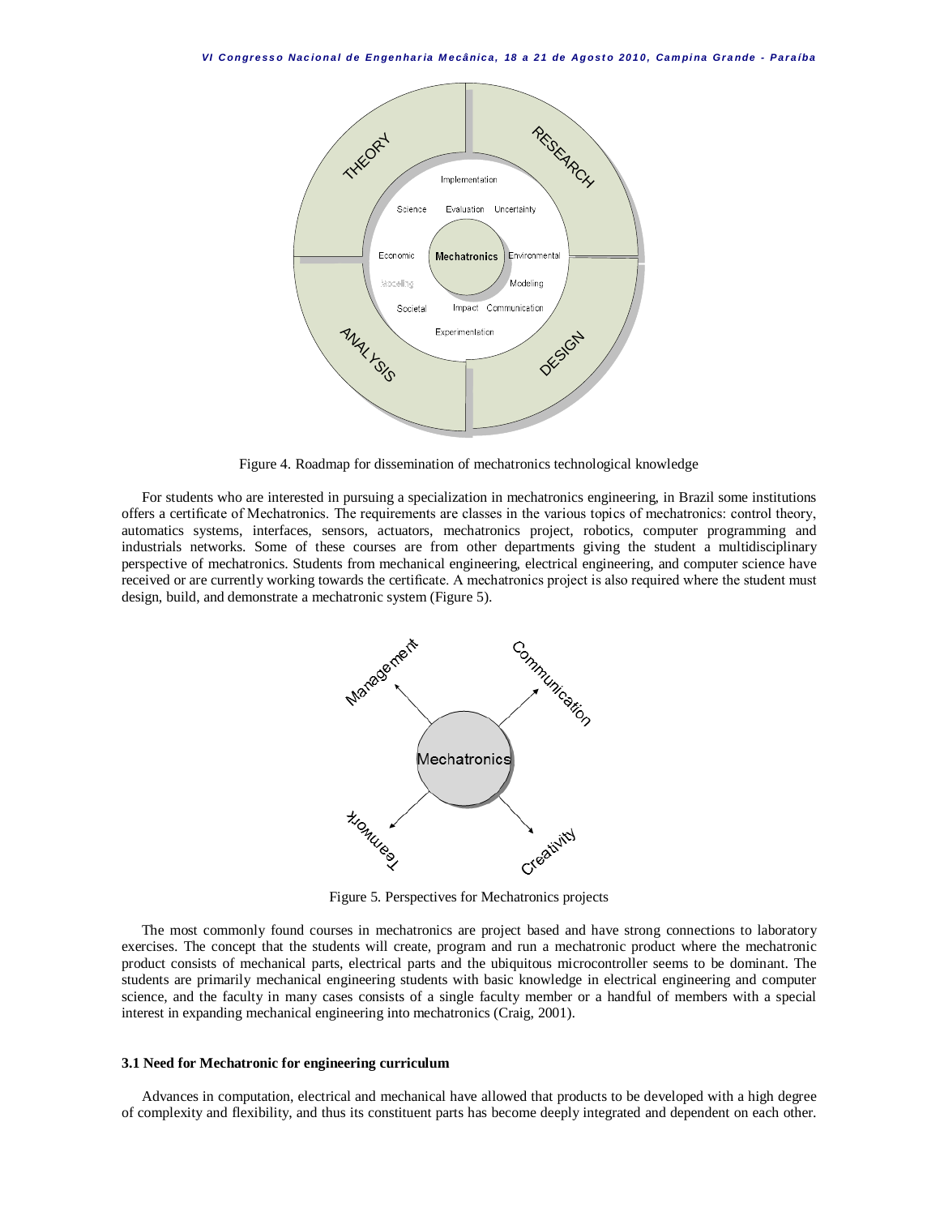Figure 4. Roadmap for dissemination of mechatronics technological knowledge

For students who are interested in pursuing a specialization in mechatronics engineering, in Brazil some institutions offers a certificate of Mechatronics. The requirements are classes in the various topics of mechatronics: control theory, automatics systems, interfaces, sensors, actuators, mechatronics project, robotics, computer programming and industrials networks. Some of these courses are from other departments giving the student a multidisciplinary perspective of mechatronics. Students from mechanical engineering, electrical engineering, and computer science have received or are currently working towards the certificate. A mechatronics project is also required where the student must design, build, and demonstrate a mechatronic system (Figure 5).

Figure 5. Perspectives for Mechatronics projects

The most commonly found courses in mechatronics are project based and have strong connections to laboratory exercises. The concept that the students will create, program and run a mechatronic product where the mechatronic product consists of mechanical parts, electrical parts and the ubiquitous microcontroller seems to be dominant. The students are primarily mechanical engineering students with basic knowledge in electrical engineering and computer science, and the faculty in many cases consists of a single faculty member or a handful of members with a special interest in expanding mechanical engineering into mechatronics (Craig, 2001).

### 3.1 Need for Mechatronic for engineering curriculum

Advances in computation, electrical and mechanical have allowed that products to be developed with a high degree of complexity and flexibility, and thus its constituent parts has become deeply integrated and dependent on each other.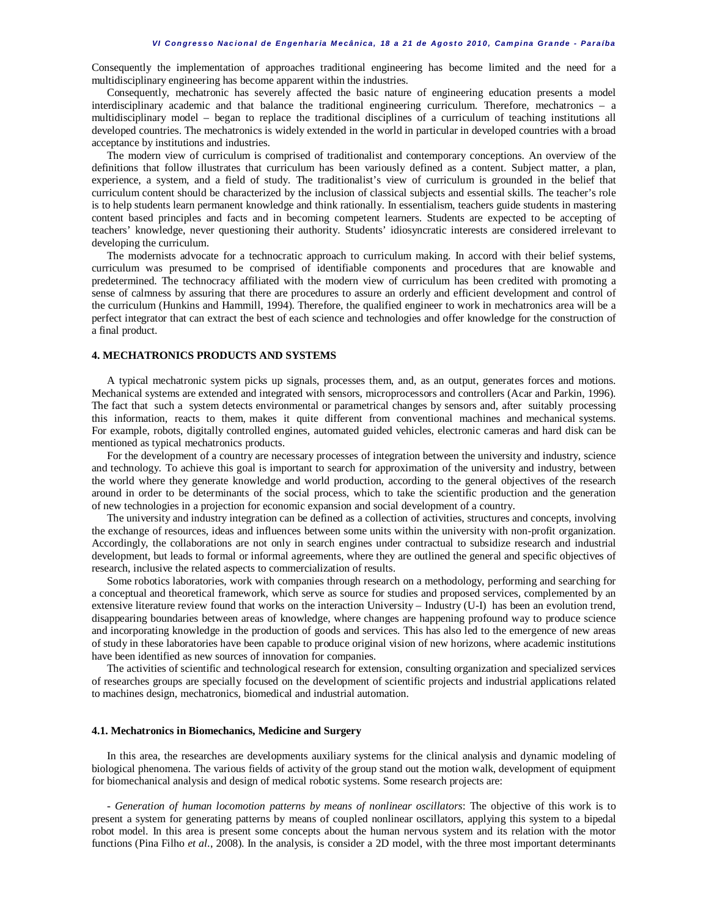Consequently the implementation of approaches traditional engineering has become limited and the need for a multidisciplinary engineering has become apparent within the industries.

Consequently, mechatronic has severely affected the basic nature of engineering education presents a model interdisciplinary academic and that balance the traditional engineering curriculum. Therefore, mechatronics – a multidisciplinary model – began to replace the traditional disciplines of a curriculum of teaching institutions all developed countries. The mechatronics is widely extended in the world in particular in developed countries with a broad acceptance by institutions and industries.

The modern view of curriculum is comprised of traditionalist and contemporary conceptions. An overview of the definitions that follow illustrates that curriculum has been variously defined as a content. Subject matter, a plan, experience, a system, and a field of study. The traditionalist's view of curriculum is grounded in the belief that curriculum content should be characterized by the inclusion of classical subjects and essential skills. The teacher's role is to help students learn permanent knowledge and think rationally. In essentialism, teachers guide students in mastering content based principles and facts and in becoming competent learners. Students are expected to be accepting of teachers' knowledge, never questioning their authority. Students' idiosyncratic interests are considered irrelevant to developing the curriculum.

The modernists advocate for a technocratic approach to curriculum making. In accord with their belief systems, curriculum was presumed to be comprised of identifiable components and procedures that are knowable and predetermined. The technocracy affiliated with the modern view of curriculum has been credited with promoting a sense of calmness by assuring that there are procedures to assure an orderly and efficient development and control of the curriculum (Hunkins and Hammill, 1994). Therefore, the qualified engineer to work in mechatronics area will be a perfect integrator that can extract the best of each science and technologies and offer knowledge for the construction of a final product.

## 4. MECHATRONICS PRODUCTS AND SYSTEMS

A typical mechatronic system picks up signals, processes them, and, as an output, generates forces and motions. Mechanical systems are extended and integrated with sensors, microprocessors and controllers (Acar and Parkin, 1996). The fact that such a system detects environmental or parametrical changes by sensors and, after suitably processing this information, reacts to them, makes it quite different from conventional machines and mechanical systems. For example, robots, digitally controlled engines, automated guided vehicles, electronic cameras and hard disk can be mentioned as typical mechatronics products.

For the development of a country are necessary processes of integration between the university and industry, science and technology. To achieve this goal is important to search for approximation of the university and industry, between the world where they generate knowledge and world production, according to the general objectives of the research around in order to be determinants of the social process, which to take the scientific production and the generation of new technologies in a projection for economic expansion and social development of a country.

The university and industry integration can be defined as a collection of activities, structures and concepts, involving the exchange of resources, ideas and influences between some units within the university with non-profit organization. Accordingly, the collaborations are not only in search engines under contractual to subsidize research and industrial development, but leads to formal or informal agreements, where they are outlined the general and specific objectives of research, inclusive the related aspects to commercialization of results.

Some robotics laboratories, work with companies through research on a methodology, performing and searching for a conceptual and theoretical framework, which serve as source for studies and proposed services, complemented by an extensive literature review found that works on the interaction University – Industry (U-I) has been an evolution trend, disappearing boundaries between areas of knowledge, where changes are happening profound way to produce science and incorporating knowledge in the production of goods and services. This has also led to the emergence of new areas of study in these laboratories have been capable to produce original vision of new horizons, where academic institutions have been identified as new sources of innovation for companies.

The activities of scientific and technological research for extension, consulting organization and specialized services of researches groups are specially focused on the development of scientific projects and industrial applications related to machines design, mechatronics, biomedical and industrial automation.

### 4.1. Mechatronics in Biomechanics, Medicine and Surgery

In this area, the researches are developments auxiliary systems for the clinical analysis and dynamic modeling of biological phenomena. The various fields of activity of the group stand out the motion walk, development of equipment for biomechanical analysis and design of medical robotic systems. Some research projects are:

- *Generation of human locomotion patterns by means of nonlinear oscillators*: The objective of this work is to present a system for generating patterns by means of coupled nonlinear oscillators, applying this system to a bipedal robot model. In this area is present some concepts about the human nervous system and its relation with the motor functions (Pina Filho *et al.*, 2008). In the analysis, is consider a 2D model, with the three most important determinants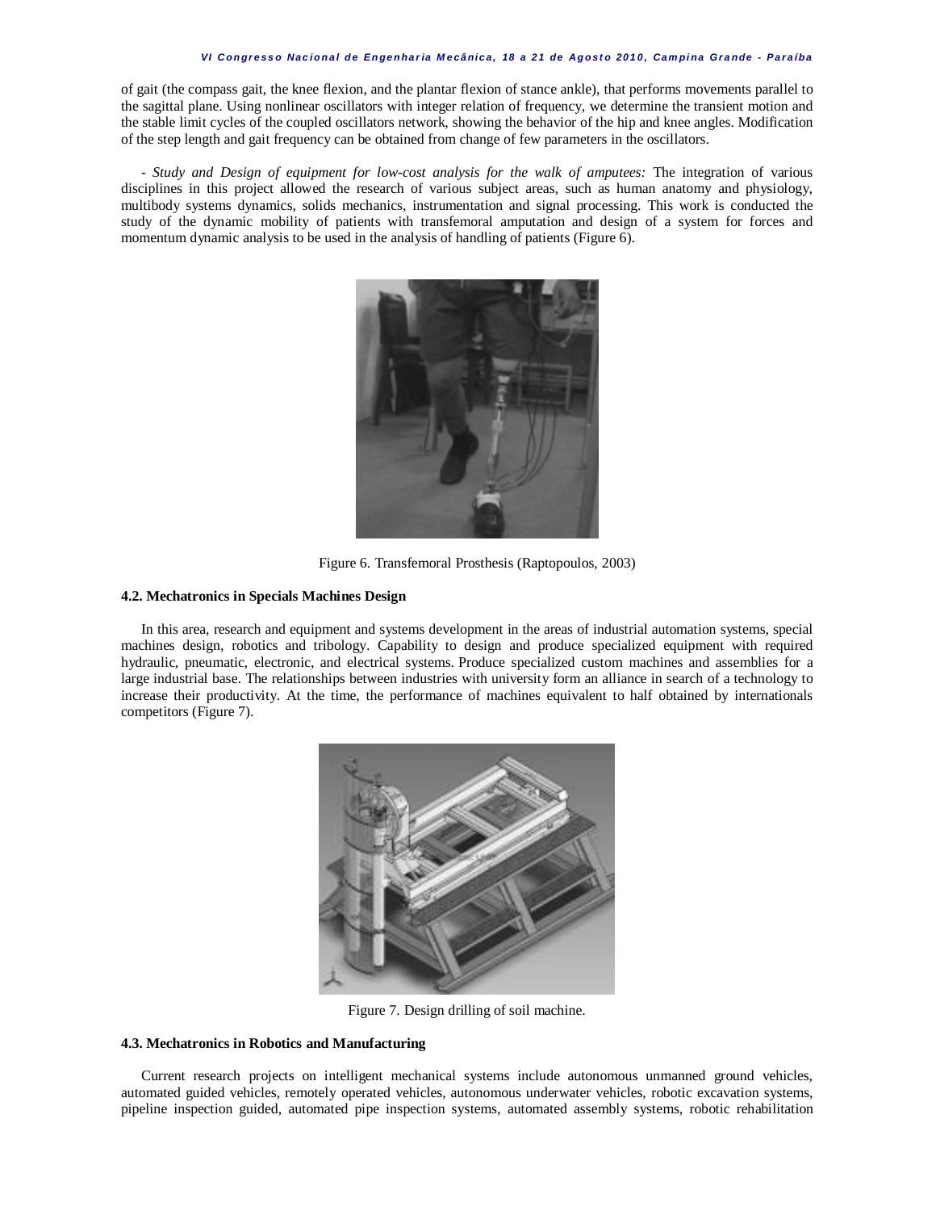of gait (the compass gait, the knee flexion, and the plantar flexion of stance ankle), that performs movements parallel to the sagittal plane. Using nonlinear oscillators with integer relation of frequency, we determine the transient motion and the stable limit cycles of the coupled oscillators network, showing the behavior of the hip and knee angles. Modification of the step length and gait frequency can be obtained from change of few parameters in the oscillators.

- *Study and Design of equipment for low-cost analysis for the walk of amputees:* The integration of various disciplines in this project allowed the research of various subject areas, such as human anatomy and physiology, multibody systems dynamics, solids mechanics, instrumentation and signal processing. This work is conducted the study of the dynamic mobility of patients with transfemoral amputation and design of a system for forces and momentum dynamic analysis to be used in the analysis of handling of patients (Figure 6).

Figure 6. Transfemoral Prosthesis (Raptopoulos, 2003)

### 4.2. Mechatronics in Specials Machines Design

In this area, research and equipment and systems development in the areas of industrial automation systems, special machines design, robotics and tribology. Capability to design and produce specialized equipment with required hydraulic, pneumatic, electronic, and electrical systems. Produce specialized custom machines and assemblies for a large industrial base. The relationships between industries with university form an alliance in search of a technology to increase their productivity. At the time, the performance of machines equivalent to half obtained by internationals competitors (Figure 7).

Figure 7. Design drilling of soil machine.

### 4.3. Mechatronics in Robotics and Manufacturing

Current research projects on intelligent mechanical systems include autonomous unmanned ground vehicles, automated guided vehicles, remotely operated vehicles, autonomous underwater vehicles, robotic excavation systems, pipeline inspection guided, automated pipe inspection systems, automated assembly systems, robotic rehabilitation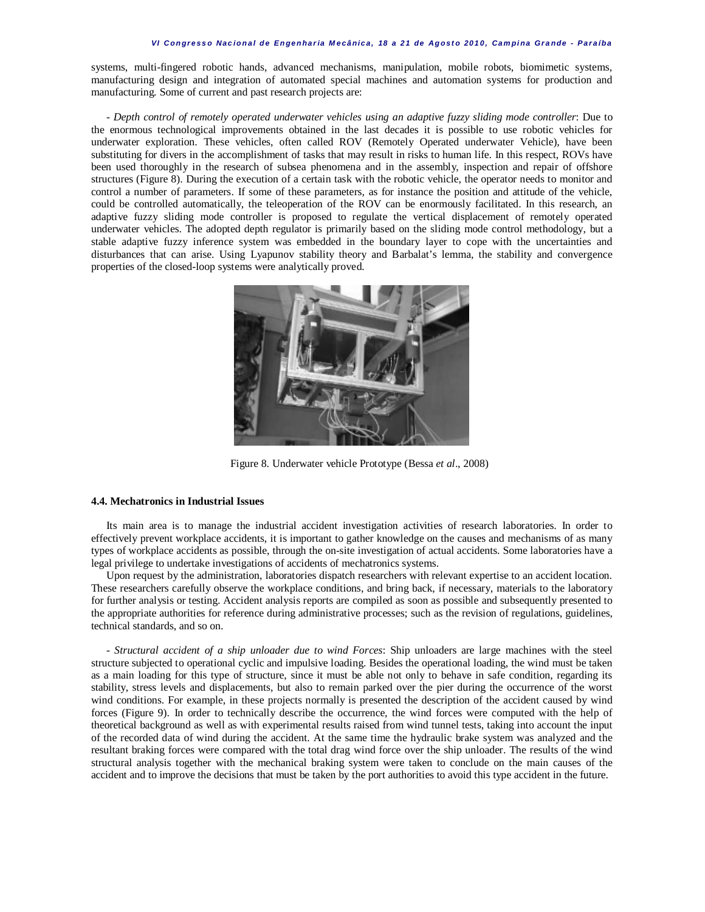systems, multi-fingered robotic hands, advanced mechanisms, manipulation, mobile robots, biomimetic systems, manufacturing design and integration of automated special machines and automation systems for production and manufacturing. Some of current and past research projects are:

- *Depth control of remotely operated underwater vehicles using an adaptive fuzzy sliding mode controller*: Due to the enormous technological improvements obtained in the last decades it is possible to use robotic vehicles for underwater exploration. These vehicles, often called ROV (Remotely Operated underwater Vehicle), have been substituting for divers in the accomplishment of tasks that may result in risks to human life. In this respect, ROVs have been used thoroughly in the research of subsea phenomena and in the assembly, inspection and repair of offshore structures (Figure 8). During the execution of a certain task with the robotic vehicle, the operator needs to monitor and control a number of parameters. If some of these parameters, as for instance the position and attitude of the vehicle, could be controlled automatically, the teleoperation of the ROV can be enormously facilitated. In this research, an adaptive fuzzy sliding mode controller is proposed to regulate the vertical displacement of remotely operated underwater vehicles. The adopted depth regulator is primarily based on the sliding mode control methodology, but a stable adaptive fuzzy inference system was embedded in the boundary layer to cope with the uncertainties and disturbances that can arise. Using Lyapunov stability theory and Barbalat's lemma, the stability and convergence properties of the closed-loop systems were analytically proved.

Figure 8. Underwater vehicle Prototype (Bessa *et al*., 2008)

### 4.4. Mechatronics in Industrial Issues

Its main area is to manage the industrial accident investigation activities of research laboratories. In order to effectively prevent workplace accidents, it is important to gather knowledge on the causes and mechanisms of as many types of workplace accidents as possible, through the on-site investigation of actual accidents. Some laboratories have a legal privilege to undertake investigations of accidents of mechatronics systems.

Upon request by the administration, laboratories dispatch researchers with relevant expertise to an accident location. These researchers carefully observe the workplace conditions, and bring back, if necessary, materials to the laboratory for further analysis or testing. Accident analysis reports are compiled as soon as possible and subsequently presented to the appropriate authorities for reference during administrative processes; such as the revision of regulations, guidelines, technical standards, and so on.

- *Structural accident of a ship unloader due to wind Forces*: Ship unloaders are large machines with the steel structure subjected to operational cyclic and impulsive loading. Besides the operational loading, the wind must be taken as a main loading for this type of structure, since it must be able not only to behave in safe condition, regarding its stability, stress levels and displacements, but also to remain parked over the pier during the occurrence of the worst wind conditions. For example, in these projects normally is presented the description of the accident caused by wind forces (Figure 9). In order to technically describe the occurrence, the wind forces were computed with the help of theoretical background as well as with experimental results raised from wind tunnel tests, taking into account the input of the recorded data of wind during the accident. At the same time the hydraulic brake system was analyzed and the resultant braking forces were compared with the total drag wind force over the ship unloader. The results of the wind structural analysis together with the mechanical braking system were taken to conclude on the main causes of the accident and to improve the decisions that must be taken by the port authorities to avoid this type accident in the future.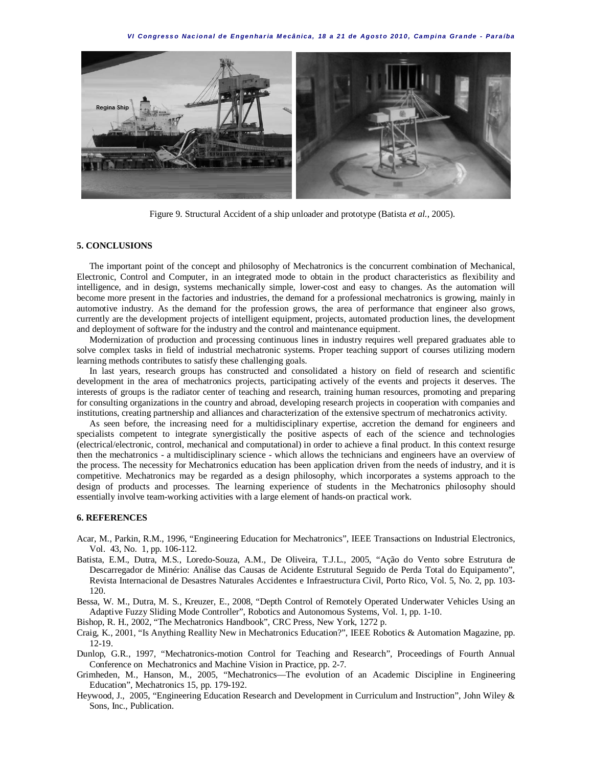Figure 9. Structural Accident of a ship unloader and prototype (Batista *et al.*, 2005).

## 5. CONCLUSIONS

The important point of the concept and philosophy of Mechatronics is the concurrent combination of Mechanical, Electronic, Control and Computer, in an integrated mode to obtain in the product characteristics as flexibility and intelligence, and in design, systems mechanically simple, lower-cost and easy to changes. As the automation will become more present in the factories and industries, the demand for a professional mechatronics is growing, mainly in automotive industry. As the demand for the profession grows, the area of performance that engineer also grows, currently are the development projects of intelligent equipment, projects, automated production lines, the development and deployment of software for the industry and the control and maintenance equipment.

Modernization of production and processing continuous lines in industry requires well prepared graduates able to solve complex tasks in field of industrial mechatronic systems. Proper teaching support of courses utilizing modern learning methods contributes to satisfy these challenging goals.

In last years, research groups has constructed and consolidated a history on field of research and scientific development in the area of mechatronics projects, participating actively of the events and projects it deserves. The interests of groups is the radiator center of teaching and research, training human resources, promoting and preparing for consulting organizations in the country and abroad, developing research projects in cooperation with companies and institutions, creating partnership and alliances and characterization of the extensive spectrum of mechatronics activity.

As seen before, the increasing need for a multidisciplinary expertise, accretion the demand for engineers and specialists competent to integrate synergistically the positive aspects of each of the science and technologies (electrical/electronic, control, mechanical and computational) in order to achieve a final product. In this context resurge then the mechatronics - a multidisciplinary science - which allows the technicians and engineers have an overview of the process. The necessity for Mechatronics education has been application driven from the needs of industry, and it is competitive. Mechatronics may be regarded as a design philosophy, which incorporates a systems approach to the design of products and processes. The learning experience of students in the Mechatronics philosophy should essentially involve team-working activities with a large element of hands-on practical work.

## 6. REFERENCES

Acar, M., Parkin, R.M., 1996, "Engineering Education for Mechatronics", IEEE Transactions on Industrial Electronics, Vol. 43, No. 1, pp. 106-112.

Batista, E.M., Dutra, M.S., Loredo-Souza, A.M., De Oliveira, T.J.L., 2005, "Ação do Vento sobre Estrutura de Descarregador de Minério: Análise das Causas de Acidente Estrutural Seguido de Perda Total do Equipamento", Revista Internacional de Desastres Naturales Accidentes e Infraestructura Civil, Porto Rico, Vol. 5, No. 2, pp. 103-120.

Bessa, W. M., Dutra, M. S., Kreuzer, E., 2008, "Depth Control of Remotely Operated Underwater Vehicles Using an Adaptive Fuzzy Sliding Mode Controller", Robotics and Autonomous Systems, Vol. 1, pp. 1-10.

Bishop, R. H., 2002, "The Mechatronics Handbook", CRC Press, New York, 1272 p.

Craig, K., 2001, "Is Anything Reallity New in Mechatronics Education?", IEEE Robotics & Automation Magazine, pp. 12-19.

Dunlop, G.R., 1997, "Mechatronics-motion Control for Teaching and Research", Proceedings of Fourth Annual Conference on Mechatronics and Machine Vision in Practice, pp. 2-7.

Grimheden, M., Hanson, M., 2005, "Mechatronics—The evolution of an Academic Discipline in Engineering Education", Mechatronics 15, pp. 179-192.

Heywood, J., 2005, "Engineering Education Research and Development in Curriculum and Instruction", John Wiley & Sons, Inc., Publication.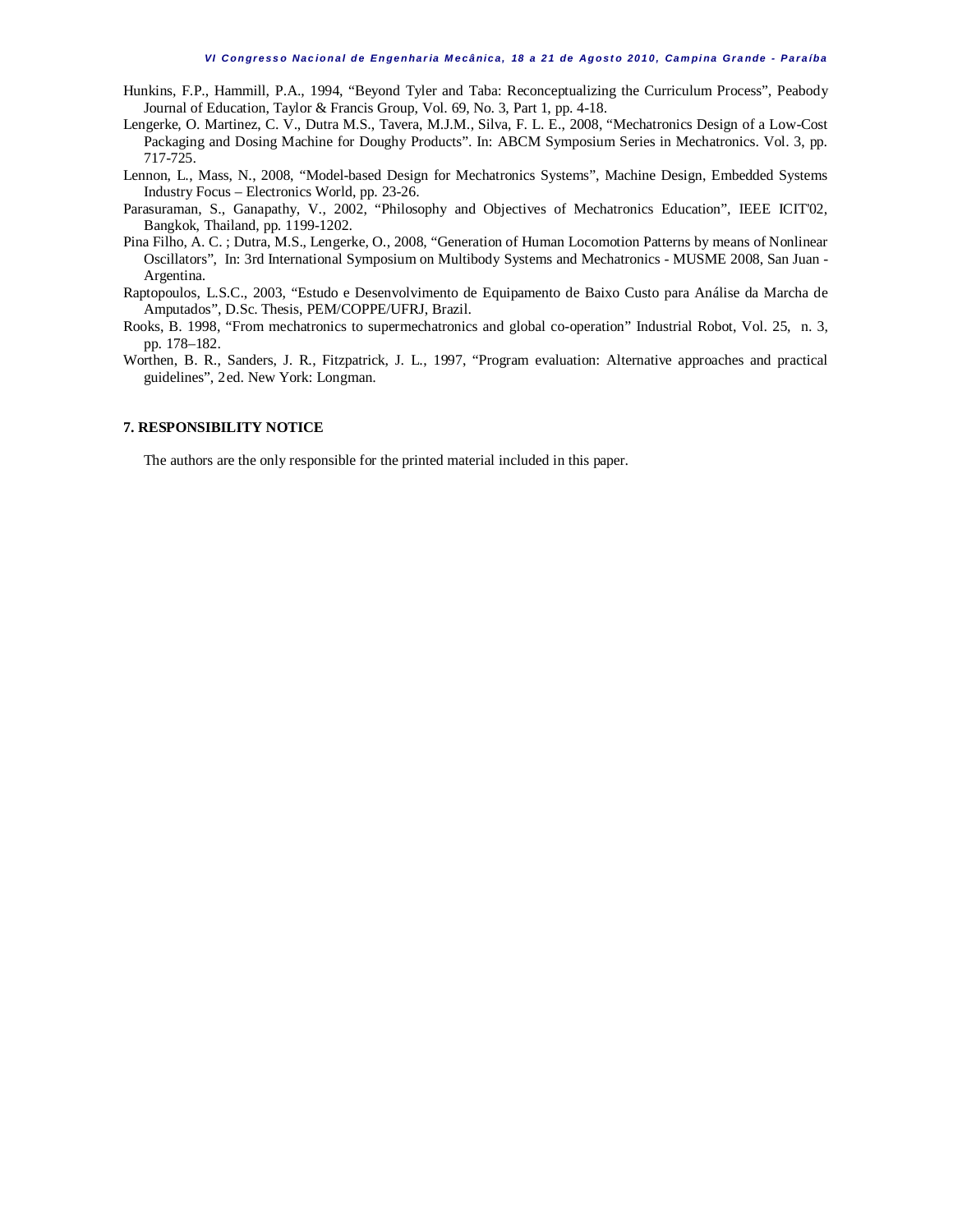Hunkins, F.P., Hammill, P.A., 1994, "Beyond Tyler and Taba: Reconceptualizing the Curriculum Process", Peabody Journal of Education, Taylor & Francis Group, Vol. 69, No. 3, Part 1, pp. 4-18.

Lengerke, O. Martinez, C. V., Dutra M.S., Tavera, M.J.M., Silva, F. L. E., 2008, "Mechatronics Design of a Low-Cost Packaging and Dosing Machine for Doughy Products". In: ABCM Symposium Series in Mechatronics. Vol. 3, pp. 717-725.

Lennon, L., Mass, N., 2008, "Model-based Design for Mechatronics Systems", Machine Design, Embedded Systems Industry Focus – Electronics World, pp. 23-26.

Parasuraman, S., Ganapathy, V., 2002, "Philosophy and Objectives of Mechatronics Education", IEEE ICIT'02, Bangkok, Thailand, pp. 1199-1202.

Pina Filho, A. C. ; Dutra, M.S., Lengerke, O., 2008, "Generation of Human Locomotion Patterns by means of Nonlinear Oscillators", In: 3rd International Symposium on Multibody Systems and Mechatronics - MUSME 2008, San Juan - Argentina.

Raptopoulos, L.S.C., 2003, "Estudo e Desenvolvimento de Equipamento de Baixo Custo para Análise da Marcha de Amputados", D.Sc. Thesis, PEM/COPPE/UFRJ, Brazil.

Rooks, B. 1998, "From mechatronics to supermechatronics and global co-operation" Industrial Robot, Vol. 25, n. 3, pp. 178–182.

Worthen, B. R., Sanders, J. R., Fitzpatrick, J. L., 1997, "Program evaluation: Alternative approaches and practical guidelines", 2ed. New York: Longman.

## 7. RESPONSIBILITY NOTICE

The authors are the only responsible for the printed material included in this paper.